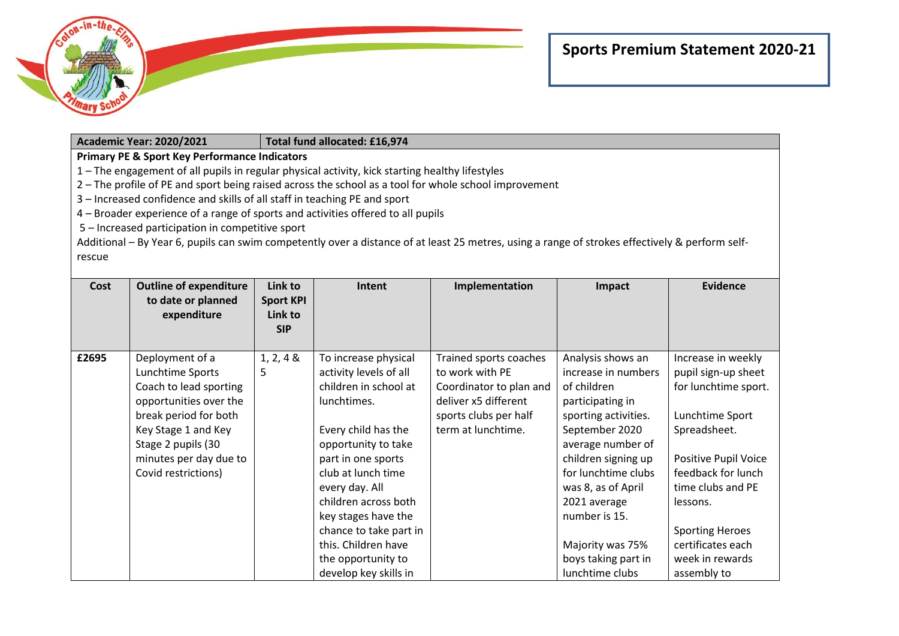# Sports Premium Statement 2020-21

| Academic Year: 2020/2021 | Total fund allocated: £16,974 |
|---|---|

**Primary PE & Sport Key Performance Indicators**

1 – The engagement of all pupils in regular physical activity, kick starting healthy lifestyles
2 – The profile of PE and sport being raised across the school as a tool for whole school improvement
3 – Increased confidence and skills of all staff in teaching PE and sport
4 – Broader experience of a range of sports and activities offered to all pupils
5 – Increased participation in competitive sport
Additional – By Year 6, pupils can swim competently over a distance of at least 25 metres, using a range of strokes effectively & perform self-rescue

| Cost | Outline of expenditure to date or planned expenditure | Link to Sport KPI Link to SIP | Intent | Implementation | Impact | Evidence |
|---|---|---|---|---|---|---|
| £2695 | Deployment of a Lunchtime Sports Coach to lead sporting opportunities over the break period for both Key Stage 1 and Key Stage 2 pupils (30 minutes per day due to Covid restrictions) | 1, 2, 4 & 5 | To increase physical activity levels of all children in school at lunchtimes.<br><br>Every child has the opportunity to take part in one sports club at lunch time every day. All children across both key stages have the chance to take part in this. Children have the opportunity to develop key skills in | Trained sports coaches to work with PE Coordinator to plan and deliver x5 different sports clubs per half term at lunchtime. | Analysis shows an increase in numbers of children participating in sporting activities. September 2020 average number of children signing up for lunchtime clubs was 8, as of April 2021 average number is 15.<br><br>Majority was 75% boys taking part in lunchtime clubs | Increase in weekly pupil sign-up sheet for lunchtime sport.<br><br>Lunchtime Sport Spreadsheet.<br><br>Positive Pupil Voice feedback for lunch time clubs and PE lessons.<br><br>Sporting Heroes certificates each week in rewards assembly to |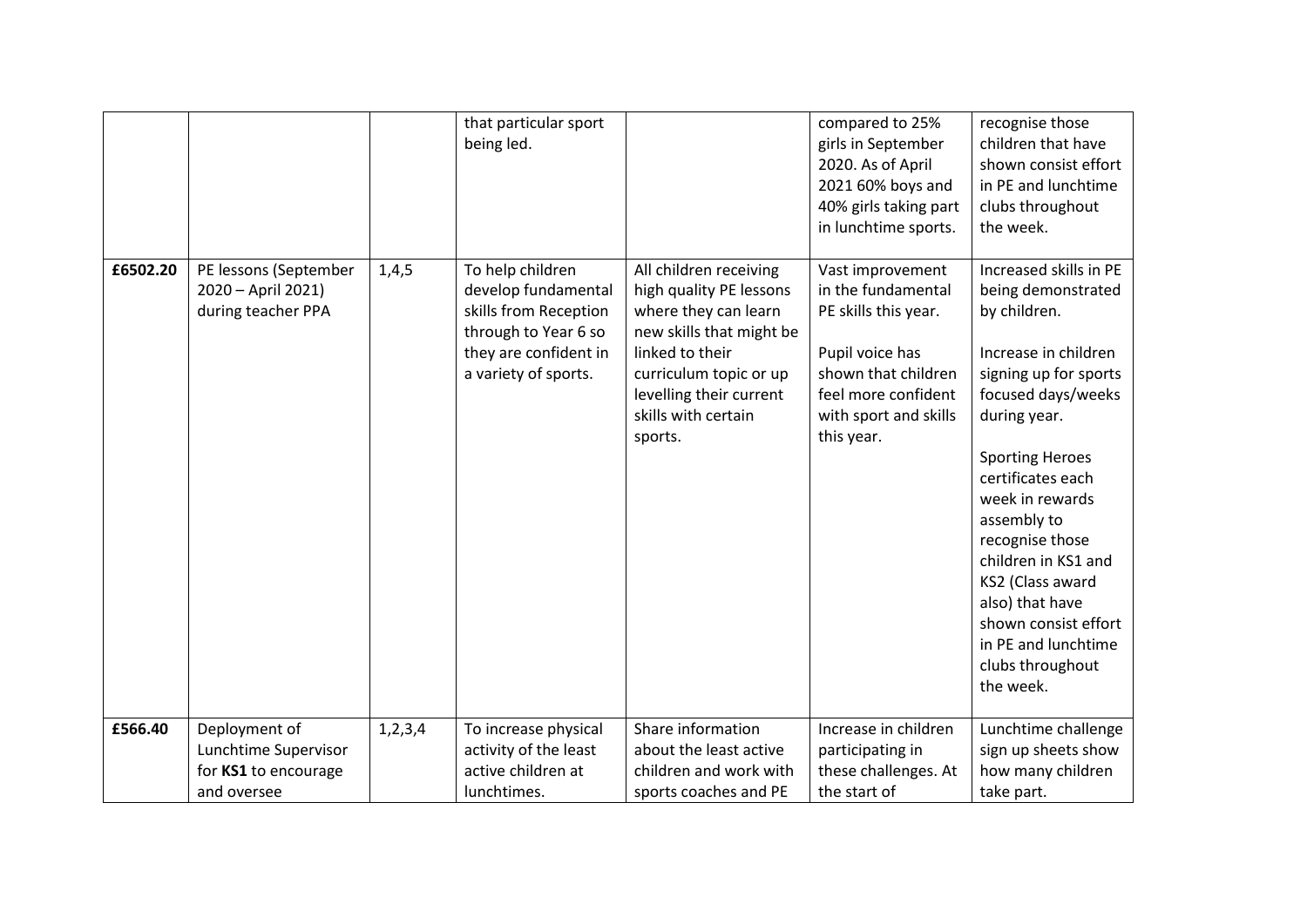| | | | | | | |
|---|---|---|---|---|---|---|
| | | | that particular sport being led. | | compared to 25% girls in September 2020. As of April 2021 60% boys and 40% girls taking part in lunchtime sports. | recognise those children that have shown consist effort in PE and lunchtime clubs throughout the week. |
| **£6502.20** | PE lessons (September 2020 – April 2021) during teacher PPA | 1,4,5 | To help children develop fundamental skills from Reception through to Year 6 so they are confident in a variety of sports. | All children receiving high quality PE lessons where they can learn new skills that might be linked to their curriculum topic or up levelling their current skills with certain sports. | Vast improvement in the fundamental PE skills this year.<br><br>Pupil voice has shown that children feel more confident with sport and skills this year. | Increased skills in PE being demonstrated by children.<br><br>Increase in children signing up for sports focused days/weeks during year.<br><br>Sporting Heroes certificates each week in rewards assembly to recognise those children in KS1 and KS2 (Class award also) that have shown consist effort in PE and lunchtime clubs throughout the week. |
| **£566.40** | Deployment of Lunchtime Supervisor for **KS1** to encourage and oversee | 1,2,3,4 | To increase physical activity of the least active children at lunchtimes. | Share information about the least active children and work with sports coaches and PE | Increase in children participating in these challenges. At the start of | Lunchtime challenge sign up sheets show how many children take part. |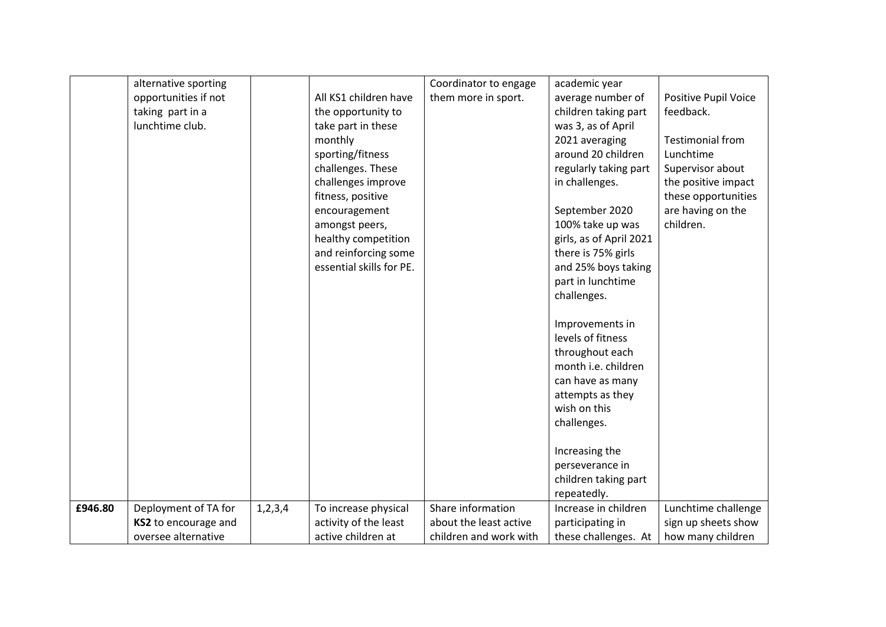| | | | | | | |
|---|---|---|---|---|---|---|
| | alternative sporting opportunities if not taking part in a lunchtime club. | | All KS1 children have the opportunity to take part in these monthly sporting/fitness challenges. These challenges improve fitness, positive encouragement amongst peers, healthy competition and reinforcing some essential skills for PE. | Coordinator to engage them more in sport. | academic year average number of children taking part was 3, as of April 2021 averaging around 20 children regularly taking part in challenges.<br><br>September 2020 100% take up was girls, as of April 2021 there is 75% girls and 25% boys taking part in lunchtime challenges.<br><br>Improvements in levels of fitness throughout each month i.e. children can have as many attempts as they wish on this challenges.<br><br>Increasing the perseverance in children taking part repeatedly. | Positive Pupil Voice feedback.<br><br>Testimonial from Lunchtime Supervisor about the positive impact these opportunities are having on the children. |
| **£946.80** | Deployment of TA for **KS2** to encourage and oversee alternative | 1,2,3,4 | To increase physical activity of the least active children at | Share information about the least active children and work with | Increase in children participating in these challenges. At | Lunchtime challenge sign up sheets show how many children |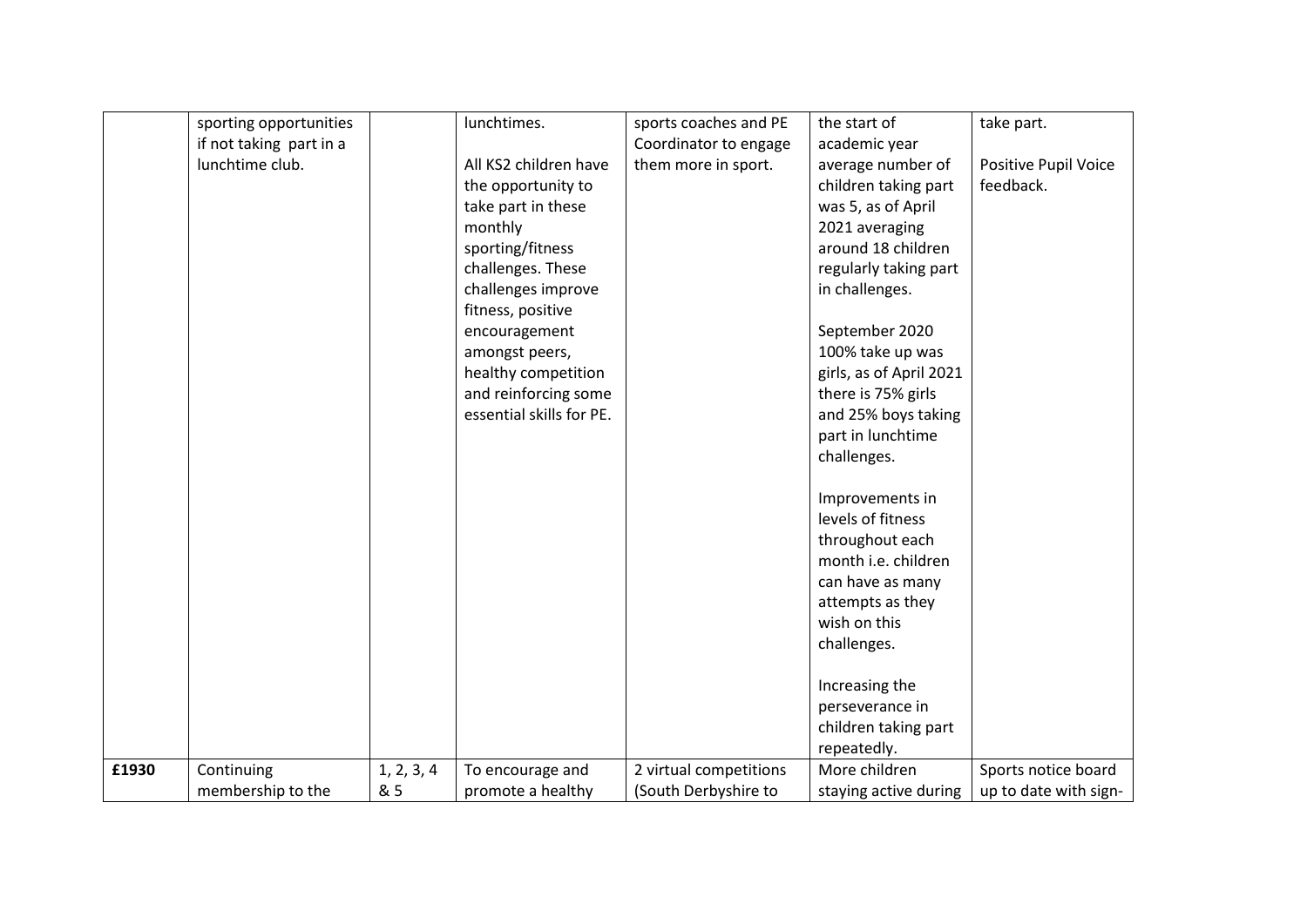| | | | | | | |
|---|---|---|---|---|---|---|
| | sporting opportunities if not taking part in a lunchtime club. | | lunchtimes.<br><br>All KS2 children have the opportunity to take part in these monthly sporting/fitness challenges. These challenges improve fitness, positive encouragement amongst peers, healthy competition and reinforcing some essential skills for PE. | sports coaches and PE Coordinator to engage them more in sport. | the start of academic year average number of children taking part was 5, as of April 2021 averaging around 18 children regularly taking part in challenges.<br><br>September 2020 100% take up was girls, as of April 2021 there is 75% girls and 25% boys taking part in lunchtime challenges.<br><br>Improvements in levels of fitness throughout each month i.e. children can have as many attempts as they wish on this challenges.<br><br>Increasing the perseverance in children taking part repeatedly. | take part.<br><br>Positive Pupil Voice feedback. |
| **£1930** | Continuing membership to the | 1, 2, 3, 4 & 5 | To encourage and promote a healthy | 2 virtual competitions (South Derbyshire to | More children staying active during | Sports notice board up to date with sign- |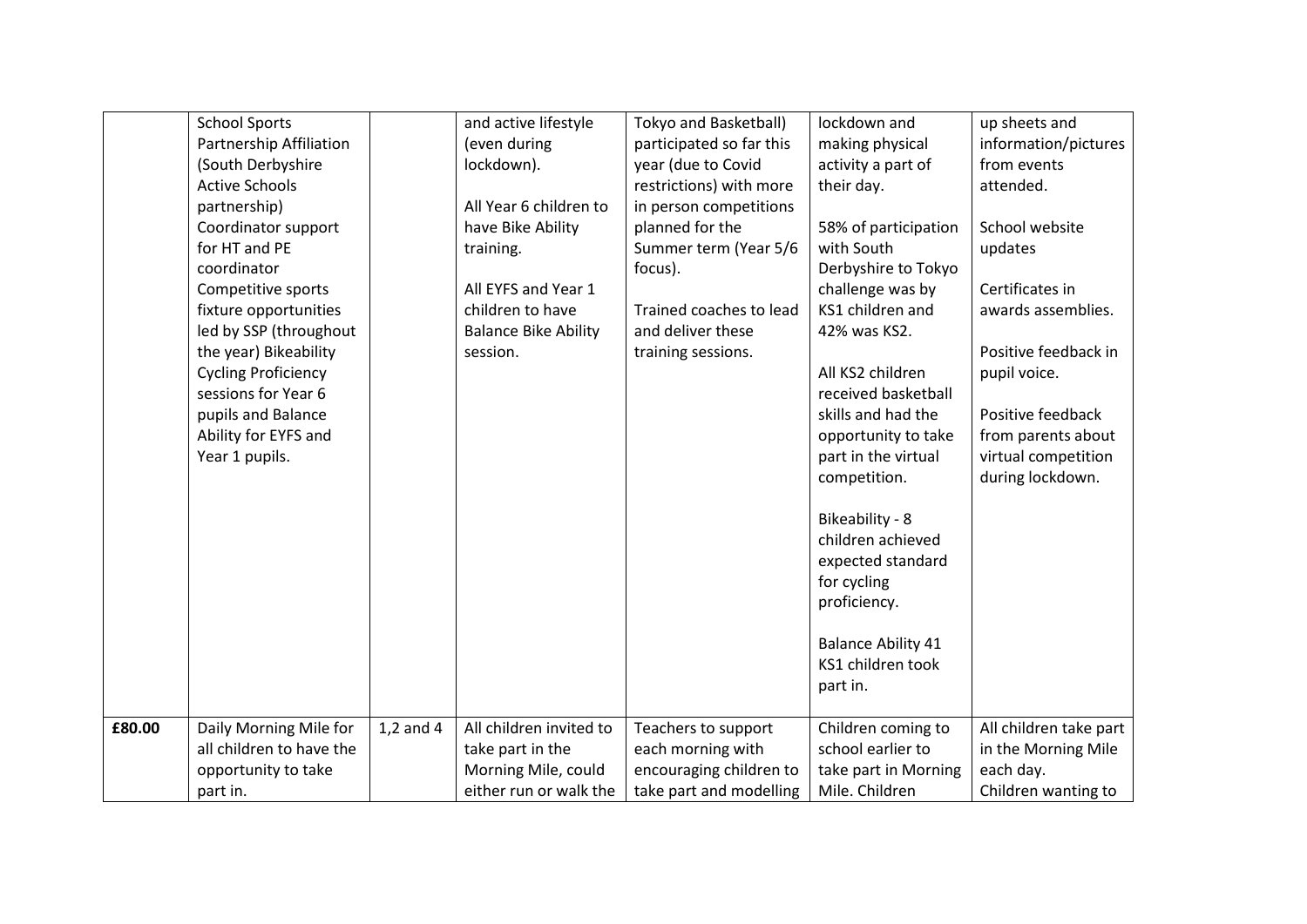| | | | | | | |
|---|---|---|---|---|---|---|
| | School Sports Partnership Affiliation (South Derbyshire Active Schools partnership) Coordinator support for HT and PE coordinator Competitive sports fixture opportunities led by SSP (throughout the year) Bikeability Cycling Proficiency sessions for Year 6 pupils and Balance Ability for EYFS and Year 1 pupils. | | and active lifestyle (even during lockdown).<br><br>All Year 6 children to have Bike Ability training.<br><br>All EYFS and Year 1 children to have Balance Bike Ability session. | Tokyo and Basketball) participated so far this year (due to Covid restrictions) with more in person competitions planned for the Summer term (Year 5/6 focus).<br><br>Trained coaches to lead and deliver these training sessions. | lockdown and making physical activity a part of their day.<br><br>58% of participation with South Derbyshire to Tokyo challenge was by KS1 children and 42% was KS2.<br><br>All KS2 children received basketball skills and had the opportunity to take part in the virtual competition.<br><br>Bikeability - 8 children achieved expected standard for cycling proficiency.<br><br>Balance Ability 41 KS1 children took part in. | up sheets and information/pictures from events attended.<br><br>School website updates<br><br>Certificates in awards assemblies.<br><br>Positive feedback in pupil voice.<br><br>Positive feedback from parents about virtual competition during lockdown. |
| **£80.00** | Daily Morning Mile for all children to have the opportunity to take part in. | 1,2 and 4 | All children invited to take part in the Morning Mile, could either run or walk the | Teachers to support each morning with encouraging children to take part and modelling | Children coming to school earlier to take part in Morning Mile. Children | All children take part in the Morning Mile each day.<br>Children wanting to |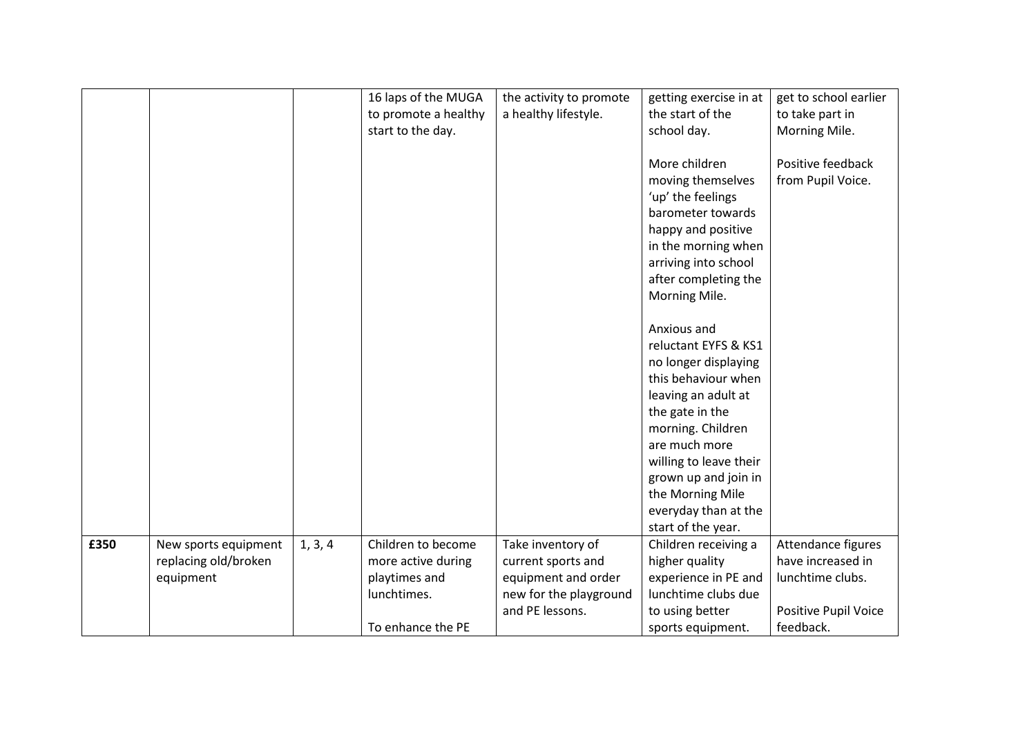| | | | | | | |
|---|---|---|---|---|---|---|
| | | | 16 laps of the MUGA to promote a healthy start to the day. | the activity to promote a healthy lifestyle. | getting exercise in at the start of the school day.<br><br>More children moving themselves 'up' the feelings barometer towards happy and positive in the morning when arriving into school after completing the Morning Mile.<br><br>Anxious and reluctant EYFS & KS1 no longer displaying this behaviour when leaving an adult at the gate in the morning. Children are much more willing to leave their grown up and join in the Morning Mile everyday than at the start of the year. | get to school earlier to take part in Morning Mile.<br><br>Positive feedback from Pupil Voice. |
| **£350** | New sports equipment replacing old/broken equipment | 1, 3, 4 | Children to become more active during playtimes and lunchtimes.<br><br>To enhance the PE | Take inventory of current sports and equipment and order new for the playground and PE lessons. | Children receiving a higher quality experience in PE and lunchtime clubs due to using better sports equipment. | Attendance figures have increased in lunchtime clubs.<br><br>Positive Pupil Voice feedback. |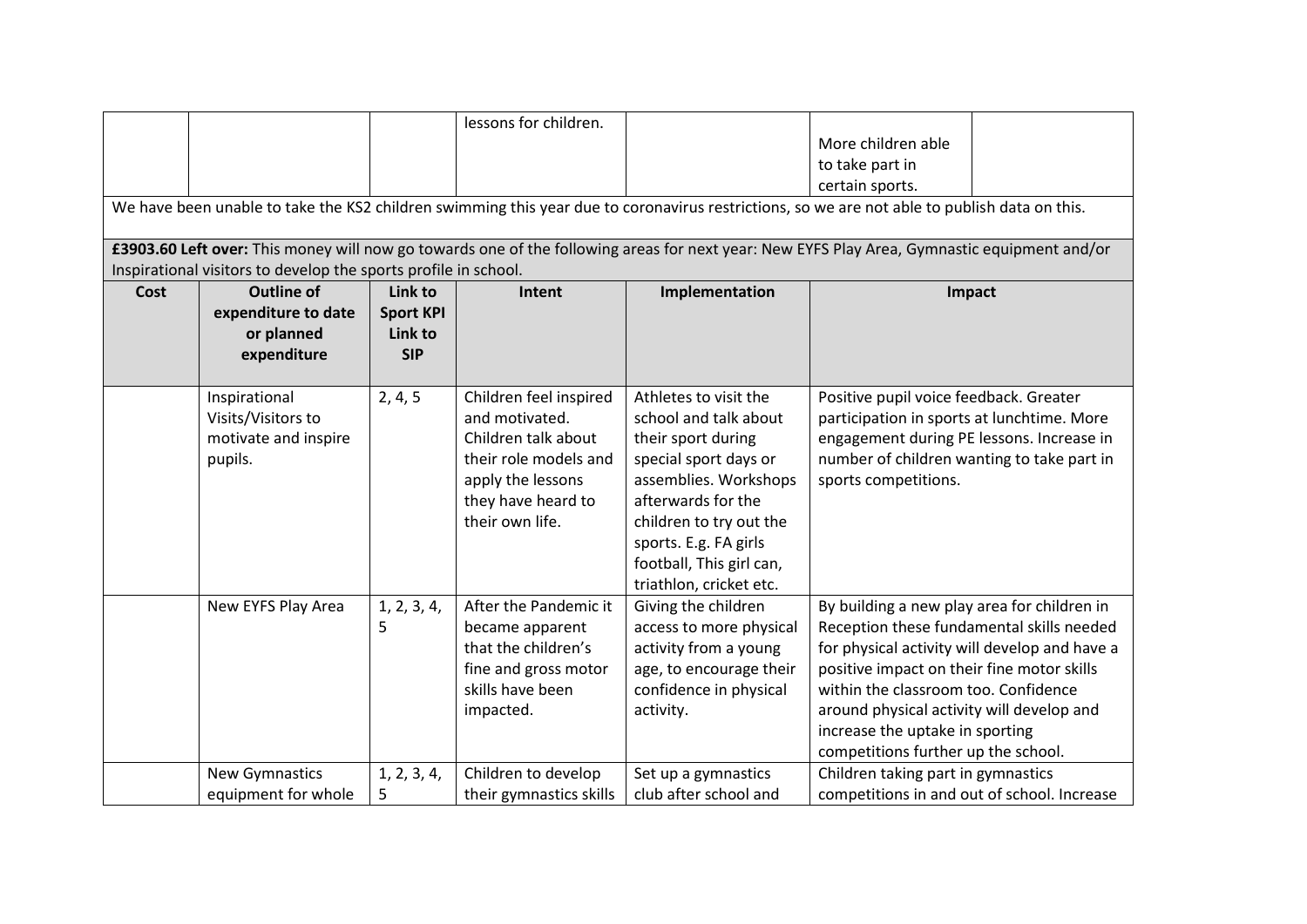| | | | lessons for children. | | More children able to take part in certain sports. | |
|---|---|---|---|---|---|---|

We have been unable to take the KS2 children swimming this year due to coronavirus restrictions, so we are not able to publish data on this.

**£3903.60 Left over:** This money will now go towards one of the following areas for next year: New EYFS Play Area, Gymnastic equipment and/or Inspirational visitors to develop the sports profile in school.

| Cost | Outline of expenditure to date or planned expenditure | Link to Sport KPI Link to SIP | Intent | Implementation | Impact |
|---|---|---|---|---|---|
| | Inspirational Visits/Visitors to motivate and inspire pupils. | 2, 4, 5 | Children feel inspired and motivated. Children talk about their role models and apply the lessons they have heard to their own life. | Athletes to visit the school and talk about their sport during special sport days or assemblies. Workshops afterwards for the children to try out the sports. E.g. FA girls football, This girl can, triathlon, cricket etc. | Positive pupil voice feedback. Greater participation in sports at lunchtime. More engagement during PE lessons. Increase in number of children wanting to take part in sports competitions. |
| | New EYFS Play Area | 1, 2, 3, 4, 5 | After the Pandemic it became apparent that the children's fine and gross motor skills have been impacted. | Giving the children access to more physical activity from a young age, to encourage their confidence in physical activity. | By building a new play area for children in Reception these fundamental skills needed for physical activity will develop and have a positive impact on their fine motor skills within the classroom too. Confidence around physical activity will develop and increase the uptake in sporting competitions further up the school. |
| | New Gymnastics equipment for whole | 1, 2, 3, 4, 5 | Children to develop their gymnastics skills | Set up a gymnastics club after school and | Children taking part in gymnastics competitions in and out of school. Increase |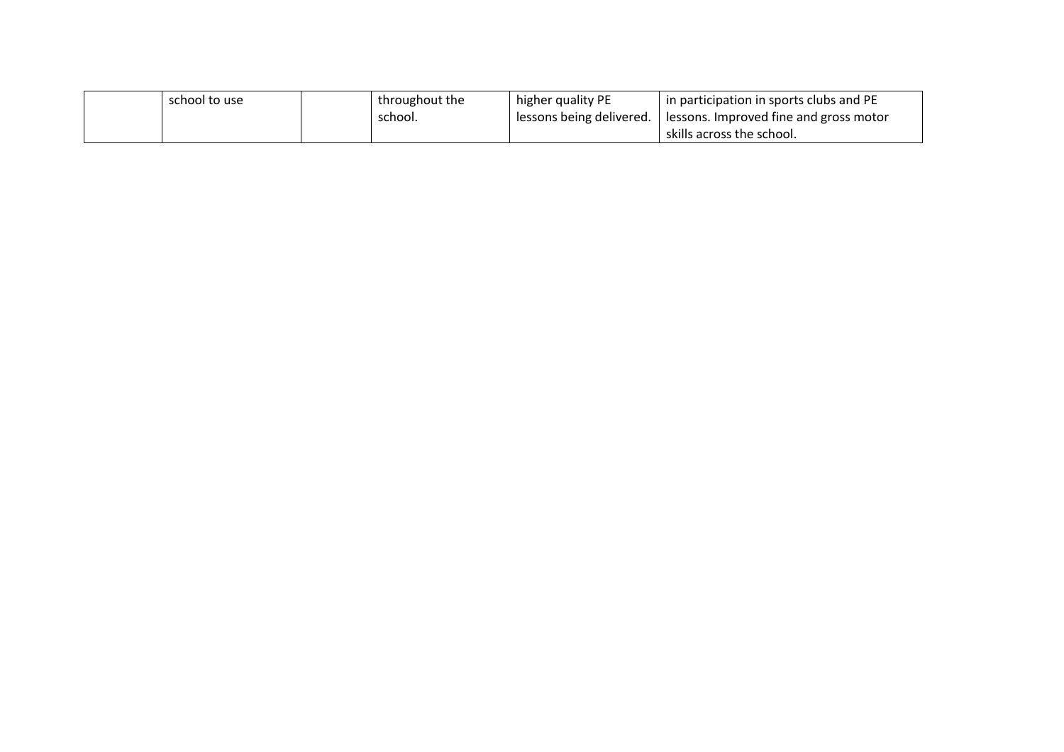| | | | | | |
|---|---|---|---|---|---|
| | school to use | | throughout the school. | higher quality PE lessons being delivered. | in participation in sports clubs and PE lessons. Improved fine and gross motor skills across the school. |